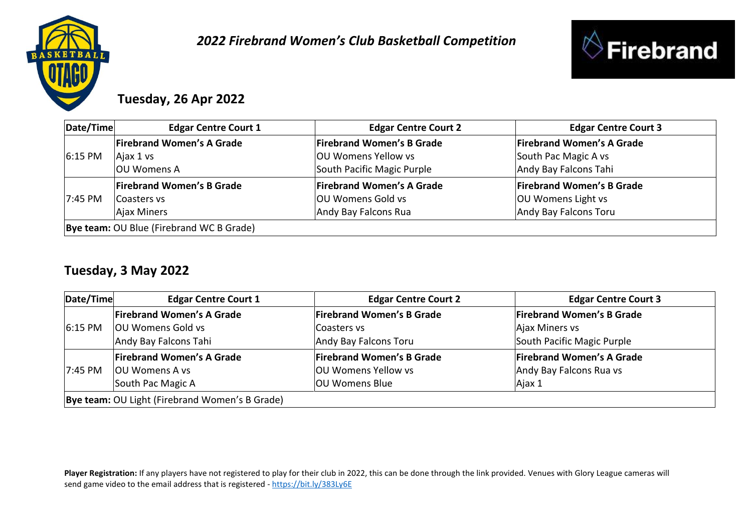# *2022 Firebrand Women's Club Basketball Competition*

## Tuesday, 26 Apr 2022

| Date/Time | Edgar Centre Court 1 | Edgar Centre Court 2 | Edgar Centre Court 3 |
|---|---|---|---|
| 6:15 PM | **Firebrand Women's A Grade**<br>Ajax 1 vs<br>OU Womens A | **Firebrand Women's B Grade**<br>OU Womens Yellow vs<br>South Pacific Magic Purple | **Firebrand Women's A Grade**<br>South Pac Magic A vs<br>Andy Bay Falcons Tahi |
| 7:45 PM | **Firebrand Women's B Grade**<br>Coasters vs<br>Ajax Miners | **Firebrand Women's A Grade**<br>OU Womens Gold vs<br>Andy Bay Falcons Rua | **Firebrand Women's B Grade**<br>OU Womens Light vs<br>Andy Bay Falcons Toru |
| **Bye team:** OU Blue (Firebrand WC B Grade) | | | |

## Tuesday, 3 May 2022

| Date/Time | Edgar Centre Court 1 | Edgar Centre Court 2 | Edgar Centre Court 3 |
|---|---|---|---|
| 6:15 PM | **Firebrand Women's A Grade**<br>OU Womens Gold vs<br>Andy Bay Falcons Tahi | **Firebrand Women's B Grade**<br>Coasters vs<br>Andy Bay Falcons Toru | **Firebrand Women's B Grade**<br>Ajax Miners vs<br>South Pacific Magic Purple |
| 7:45 PM | **Firebrand Women's A Grade**<br>OU Womens A vs<br>South Pac Magic A | **Firebrand Women's B Grade**<br>OU Womens Yellow vs<br>OU Womens Blue | **Firebrand Women's A Grade**<br>Andy Bay Falcons Rua vs<br>Ajax 1 |
| **Bye team:** OU Light (Firebrand Women's B Grade) | | | |

**Player Registration:** If any players have not registered to play for their club in 2022, this can be done through the link provided. Venues with Glory League cameras will send game video to the email address that is registered - https://bit.ly/383Ly6E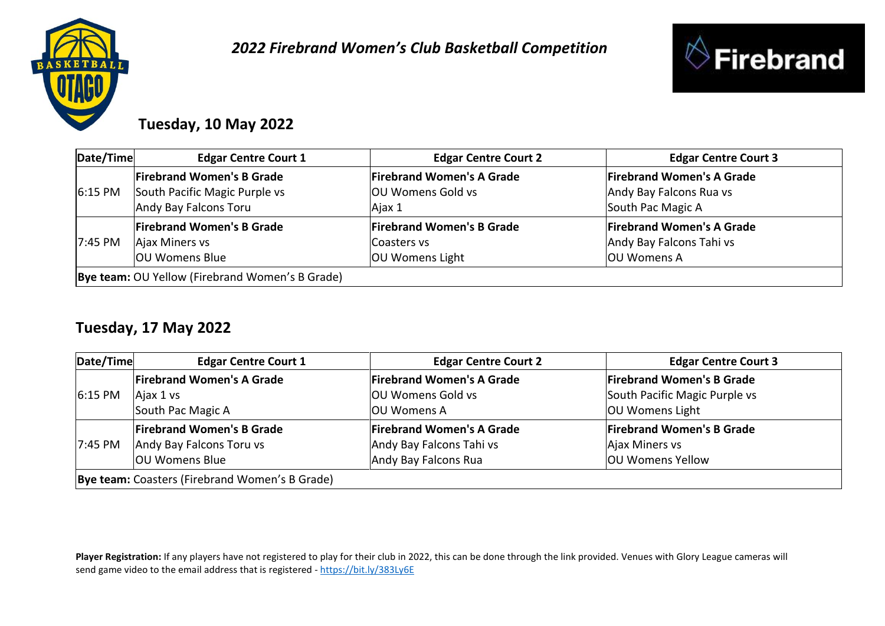*2022 Firebrand Women's Club Basketball Competition*

## Tuesday, 10 May 2022

| Date/Time | Edgar Centre Court 1 | Edgar Centre Court 2 | Edgar Centre Court 3 |
|---|---|---|---|
| 6:15 PM | **Firebrand Women's B Grade**<br>South Pacific Magic Purple vs<br>Andy Bay Falcons Toru | **Firebrand Women's A Grade**<br>OU Womens Gold vs<br>Ajax 1 | **Firebrand Women's A Grade**<br>Andy Bay Falcons Rua vs<br>South Pac Magic A |
| 7:45 PM | **Firebrand Women's B Grade**<br>Ajax Miners vs<br>OU Womens Blue | **Firebrand Women's B Grade**<br>Coasters vs<br>OU Womens Light | **Firebrand Women's A Grade**<br>Andy Bay Falcons Tahi vs<br>OU Womens A |
| **Bye team:** OU Yellow (Firebrand Women's B Grade) | | | |

## Tuesday, 17 May 2022

| Date/Time | Edgar Centre Court 1 | Edgar Centre Court 2 | Edgar Centre Court 3 |
|---|---|---|---|
| 6:15 PM | **Firebrand Women's A Grade**<br>Ajax 1 vs<br>South Pac Magic A | **Firebrand Women's A Grade**<br>OU Womens Gold vs<br>OU Womens A | **Firebrand Women's B Grade**<br>South Pacific Magic Purple vs<br>OU Womens Light |
| 7:45 PM | **Firebrand Women's B Grade**<br>Andy Bay Falcons Toru vs<br>OU Womens Blue | **Firebrand Women's A Grade**<br>Andy Bay Falcons Tahi vs<br>Andy Bay Falcons Rua | **Firebrand Women's B Grade**<br>Ajax Miners vs<br>OU Womens Yellow |
| **Bye team:** Coasters (Firebrand Women's B Grade) | | | |

**Player Registration:** If any players have not registered to play for their club in 2022, this can be done through the link provided. Venues with Glory League cameras will send game video to the email address that is registered - https://bit.ly/383Ly6E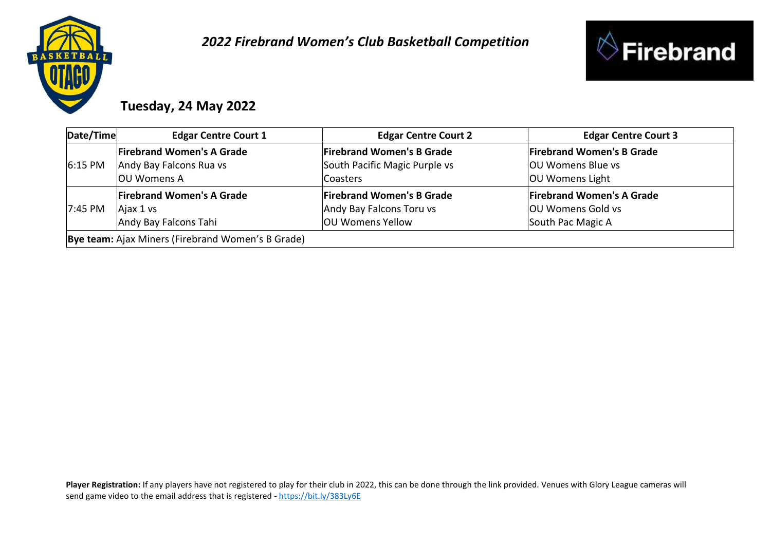# *2022 Firebrand Women's Club Basketball Competition*

## Tuesday, 24 May 2022

| Date/Time | Edgar Centre Court 1 | Edgar Centre Court 2 | Edgar Centre Court 3 |
|---|---|---|---|
| 6:15 PM | **Firebrand Women's A Grade**<br>Andy Bay Falcons Rua vs<br>OU Womens A | **Firebrand Women's B Grade**<br>South Pacific Magic Purple vs<br>Coasters | **Firebrand Women's B Grade**<br>OU Womens Blue vs<br>OU Womens Light |
| 7:45 PM | **Firebrand Women's A Grade**<br>Ajax 1 vs<br>Andy Bay Falcons Tahi | **Firebrand Women's B Grade**<br>Andy Bay Falcons Toru vs<br>OU Womens Yellow | **Firebrand Women's A Grade**<br>OU Womens Gold vs<br>South Pac Magic A |
| **Bye team:** Ajax Miners (Firebrand Women's B Grade) | | | |

**Player Registration:** If any players have not registered to play for their club in 2022, this can be done through the link provided. Venues with Glory League cameras will send game video to the email address that is registered - https://bit.ly/383Ly6E